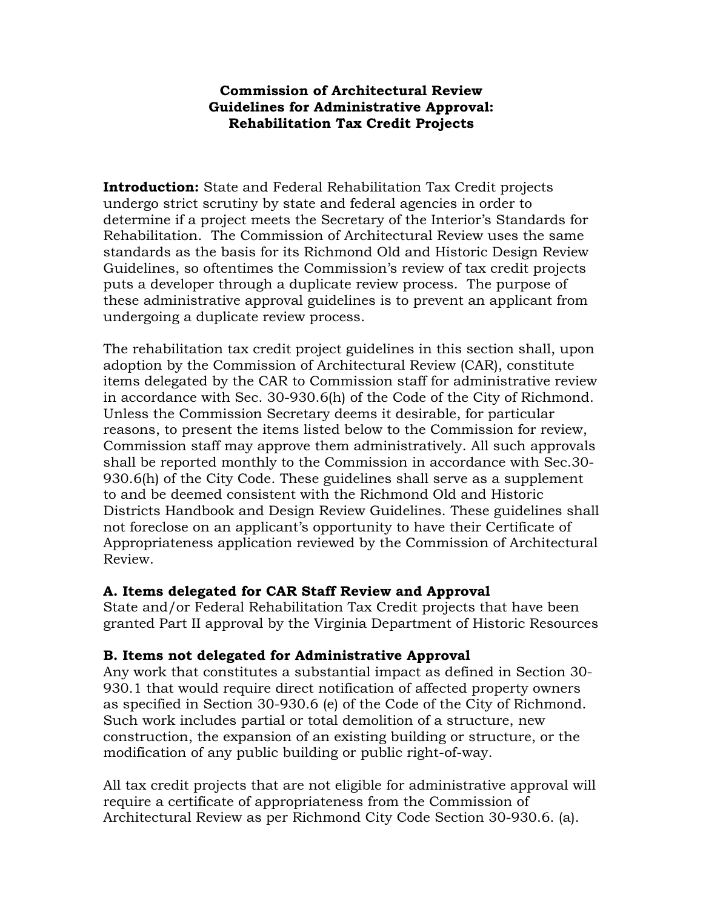# Commission of Architectural Review
# Guidelines for Administrative Approval:
# Rehabilitation Tax Credit Projects

**Introduction:** State and Federal Rehabilitation Tax Credit projects undergo strict scrutiny by state and federal agencies in order to determine if a project meets the Secretary of the Interior's Standards for Rehabilitation. The Commission of Architectural Review uses the same standards as the basis for its Richmond Old and Historic Design Review Guidelines, so oftentimes the Commission's review of tax credit projects puts a developer through a duplicate review process. The purpose of these administrative approval guidelines is to prevent an applicant from undergoing a duplicate review process.

The rehabilitation tax credit project guidelines in this section shall, upon adoption by the Commission of Architectural Review (CAR), constitute items delegated by the CAR to Commission staff for administrative review in accordance with Sec. 30-930.6(h) of the Code of the City of Richmond. Unless the Commission Secretary deems it desirable, for particular reasons, to present the items listed below to the Commission for review, Commission staff may approve them administratively. All such approvals shall be reported monthly to the Commission in accordance with Sec.30-930.6(h) of the City Code. These guidelines shall serve as a supplement to and be deemed consistent with the Richmond Old and Historic Districts Handbook and Design Review Guidelines. These guidelines shall not foreclose on an applicant's opportunity to have their Certificate of Appropriateness application reviewed by the Commission of Architectural Review.

### A. Items delegated for CAR Staff Review and Approval

State and/or Federal Rehabilitation Tax Credit projects that have been granted Part II approval by the Virginia Department of Historic Resources

### B. Items not delegated for Administrative Approval

Any work that constitutes a substantial impact as defined in Section 30-930.1 that would require direct notification of affected property owners as specified in Section 30-930.6 (e) of the Code of the City of Richmond. Such work includes partial or total demolition of a structure, new construction, the expansion of an existing building or structure, or the modification of any public building or public right-of-way.

All tax credit projects that are not eligible for administrative approval will require a certificate of appropriateness from the Commission of Architectural Review as per Richmond City Code Section 30-930.6. (a).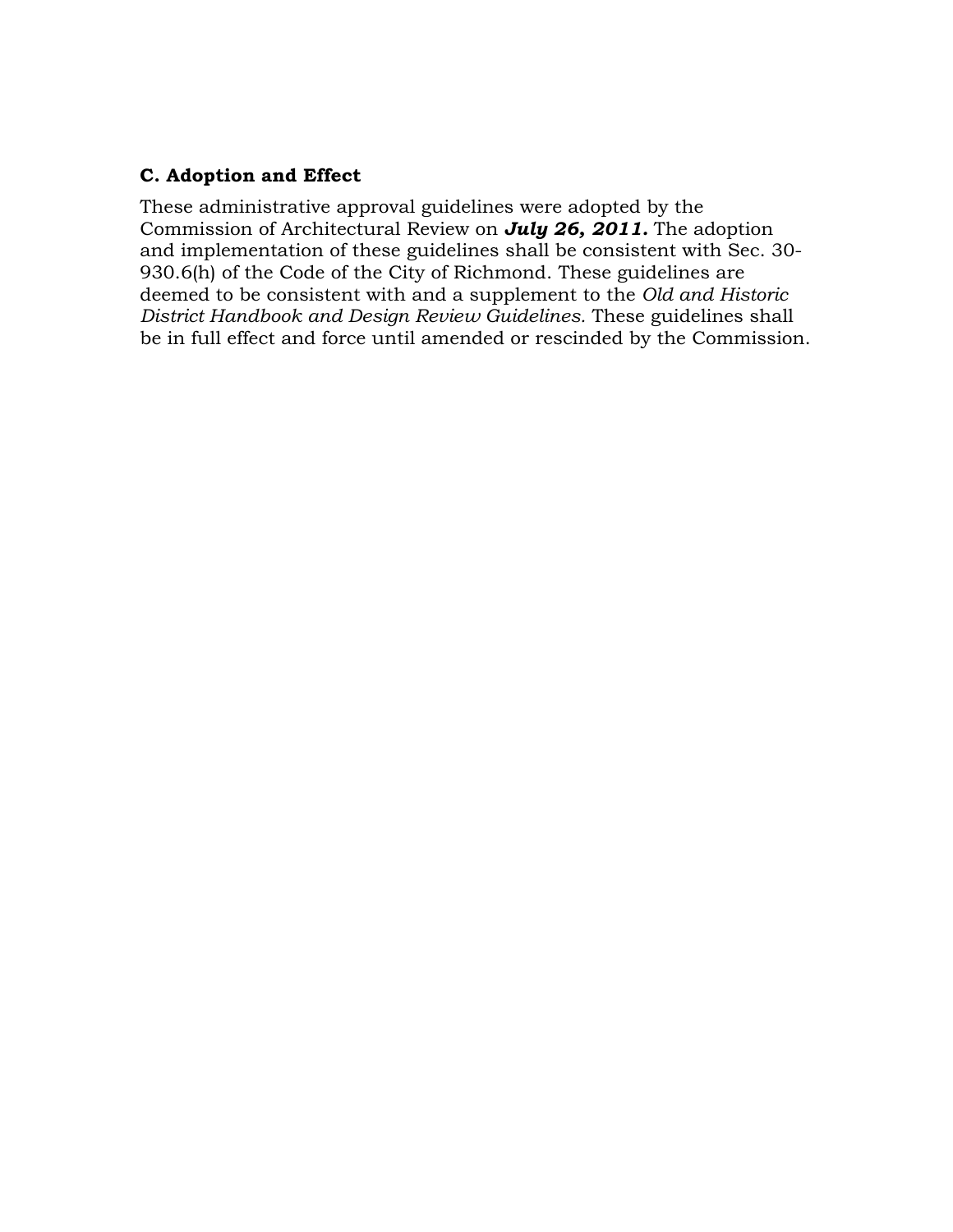### C. Adoption and Effect

These administrative approval guidelines were adopted by the Commission of Architectural Review on ***July 26, 2011.*** The adoption and implementation of these guidelines shall be consistent with Sec. 30-930.6(h) of the Code of the City of Richmond. These guidelines are deemed to be consistent with and a supplement to the *Old and Historic District Handbook and Design Review Guidelines.* These guidelines shall be in full effect and force until amended or rescinded by the Commission.